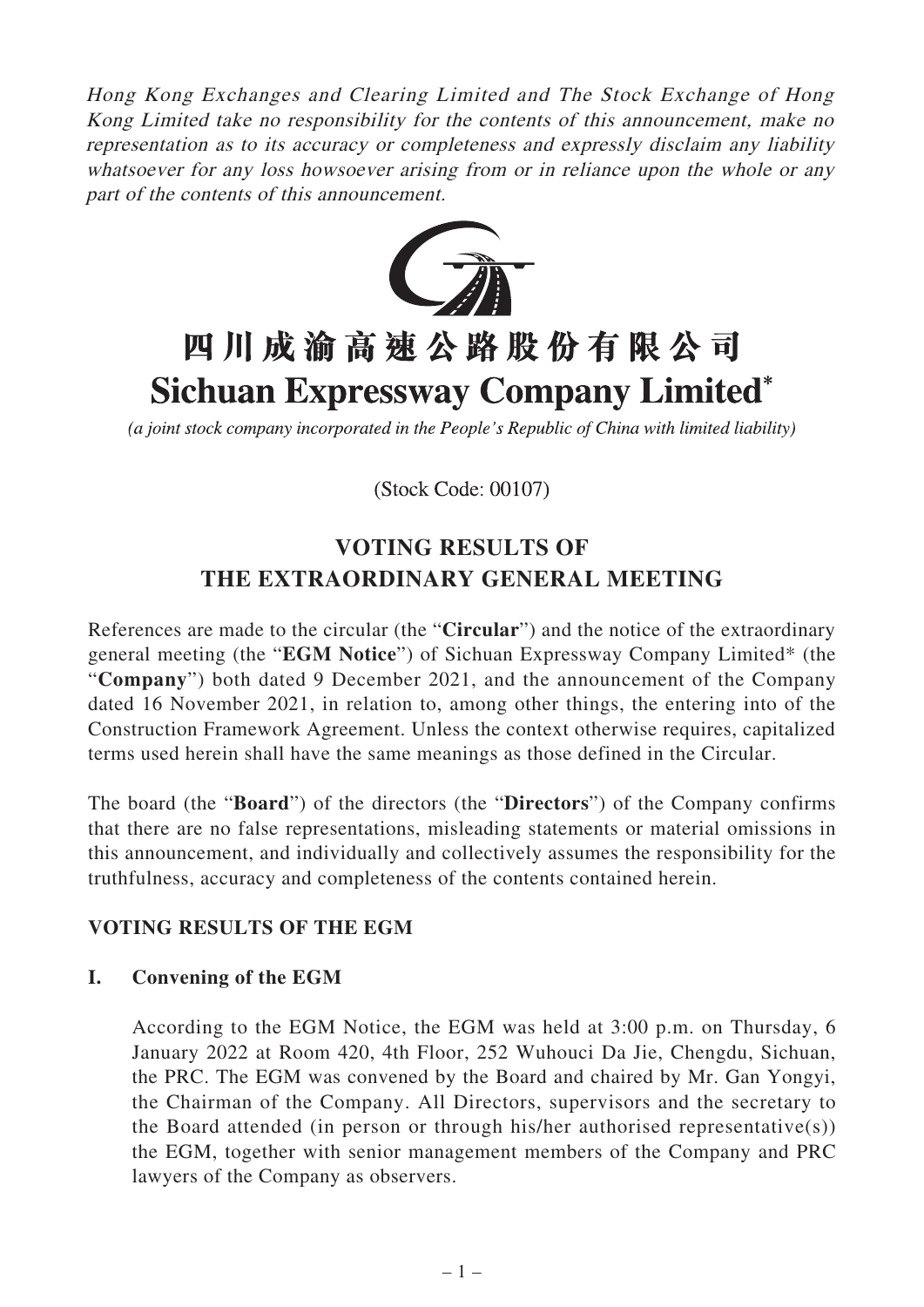*Hong Kong Exchanges and Clearing Limited and The Stock Exchange of Hong Kong Limited take no responsibility for the contents of this announcement, make no representation as to its accuracy or completeness and expressly disclaim any liability whatsoever for any loss howsoever arising from or in reliance upon the whole or any part of the contents of this announcement.*

# 四川成渝高速公路股份有限公司
# Sichuan Expressway Company Limited*

*(a joint stock company incorporated in the People's Republic of China with limited liability)*

(Stock Code: 00107)

## VOTING RESULTS OF THE EXTRAORDINARY GENERAL MEETING

References are made to the circular (the "**Circular**") and the notice of the extraordinary general meeting (the "**EGM Notice**") of Sichuan Expressway Company Limited* (the "**Company**") both dated 9 December 2021, and the announcement of the Company dated 16 November 2021, in relation to, among other things, the entering into of the Construction Framework Agreement. Unless the context otherwise requires, capitalized terms used herein shall have the same meanings as those defined in the Circular.

The board (the "**Board**") of the directors (the "**Directors**") of the Company confirms that there are no false representations, misleading statements or material omissions in this announcement, and individually and collectively assumes the responsibility for the truthfulness, accuracy and completeness of the contents contained herein.

### VOTING RESULTS OF THE EGM

#### I. Convening of the EGM

According to the EGM Notice, the EGM was held at 3:00 p.m. on Thursday, 6 January 2022 at Room 420, 4th Floor, 252 Wuhouci Da Jie, Chengdu, Sichuan, the PRC. The EGM was convened by the Board and chaired by Mr. Gan Yongyi, the Chairman of the Company. All Directors, supervisors and the secretary to the Board attended (in person or through his/her authorised representative(s)) the EGM, together with senior management members of the Company and PRC lawyers of the Company as observers.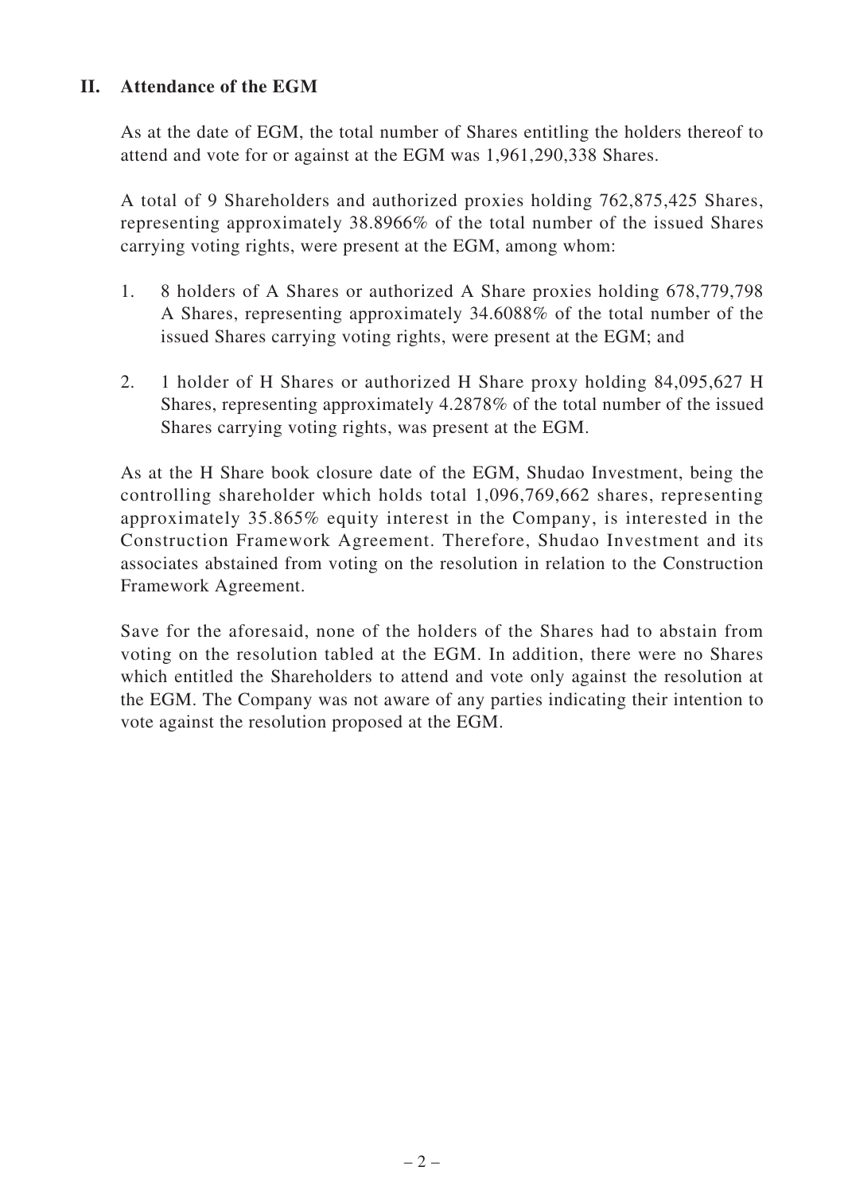## II. Attendance of the EGM

As at the date of EGM, the total number of Shares entitling the holders thereof to attend and vote for or against at the EGM was 1,961,290,338 Shares.

A total of 9 Shareholders and authorized proxies holding 762,875,425 Shares, representing approximately 38.8966% of the total number of the issued Shares carrying voting rights, were present at the EGM, among whom:

1. 8 holders of A Shares or authorized A Share proxies holding 678,779,798 A Shares, representing approximately 34.6088% of the total number of the issued Shares carrying voting rights, were present at the EGM; and

2. 1 holder of H Shares or authorized H Share proxy holding 84,095,627 H Shares, representing approximately 4.2878% of the total number of the issued Shares carrying voting rights, was present at the EGM.

As at the H Share book closure date of the EGM, Shudao Investment, being the controlling shareholder which holds total 1,096,769,662 shares, representing approximately 35.865% equity interest in the Company, is interested in the Construction Framework Agreement. Therefore, Shudao Investment and its associates abstained from voting on the resolution in relation to the Construction Framework Agreement.

Save for the aforesaid, none of the holders of the Shares had to abstain from voting on the resolution tabled at the EGM. In addition, there were no Shares which entitled the Shareholders to attend and vote only against the resolution at the EGM. The Company was not aware of any parties indicating their intention to vote against the resolution proposed at the EGM.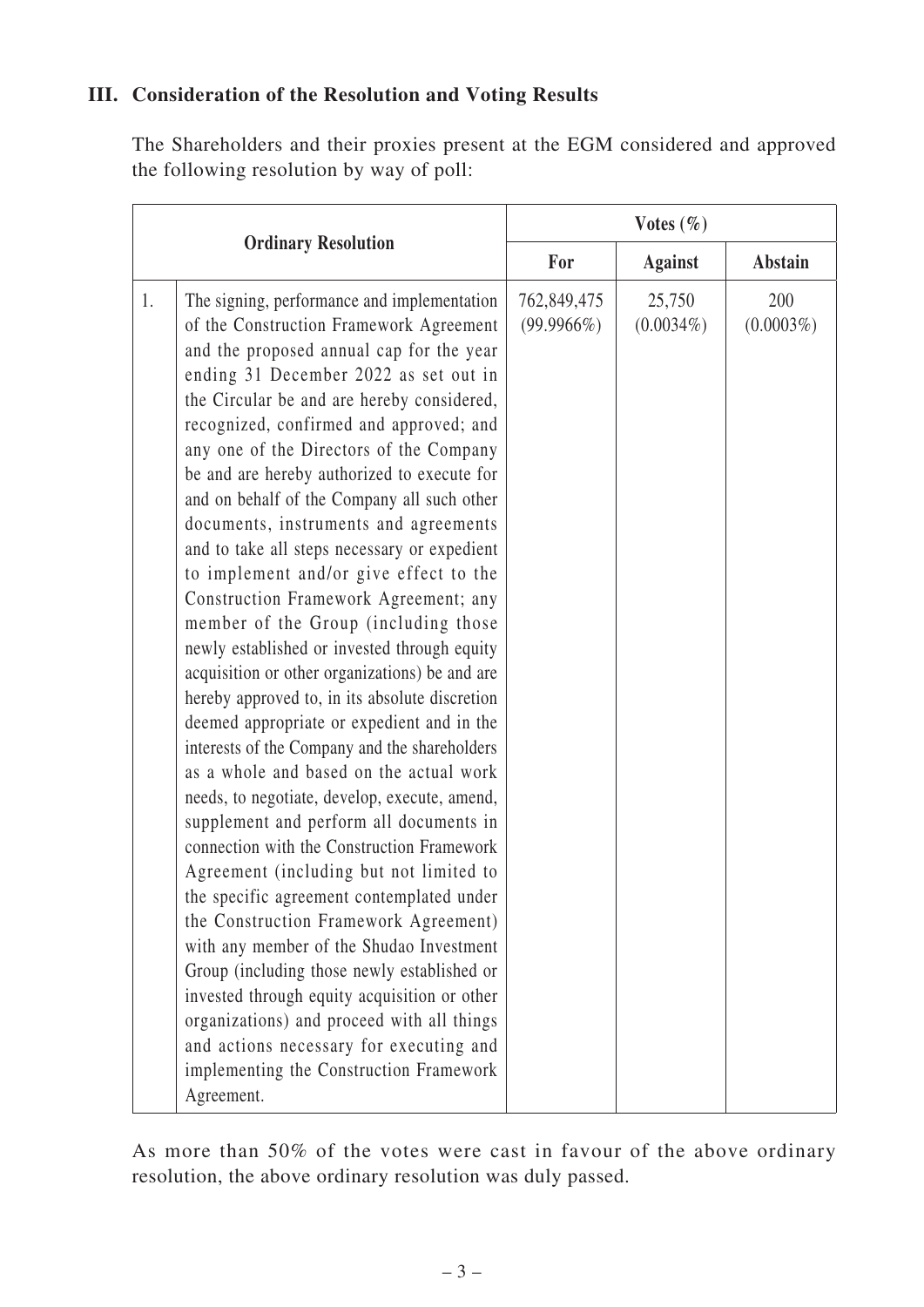## III. Consideration of the Resolution and Voting Results

The Shareholders and their proxies present at the EGM considered and approved the following resolution by way of poll:

| Ordinary Resolution | | Votes (%) | | |
|---|---|---|---|---|
| | | For | Against | Abstain |
| 1. | The signing, performance and implementation of the Construction Framework Agreement and the proposed annual cap for the year ending 31 December 2022 as set out in the Circular be and are hereby considered, recognized, confirmed and approved; and any one of the Directors of the Company be and are hereby authorized to execute for and on behalf of the Company all such other documents, instruments and agreements and to take all steps necessary or expedient to implement and/or give effect to the Construction Framework Agreement; any member of the Group (including those newly established or invested through equity acquisition or other organizations) be and are hereby approved to, in its absolute discretion deemed appropriate or expedient and in the interests of the Company and the shareholders as a whole and based on the actual work needs, to negotiate, develop, execute, amend, supplement and perform all documents in connection with the Construction Framework Agreement (including but not limited to the specific agreement contemplated under the Construction Framework Agreement) with any member of the Shudao Investment Group (including those newly established or invested through equity acquisition or other organizations) and proceed with all things and actions necessary for executing and implementing the Construction Framework Agreement. | 762,849,475 (99.9966%) | 25,750 (0.0034%) | 200 (0.0003%) |

As more than 50% of the votes were cast in favour of the above ordinary resolution, the above ordinary resolution was duly passed.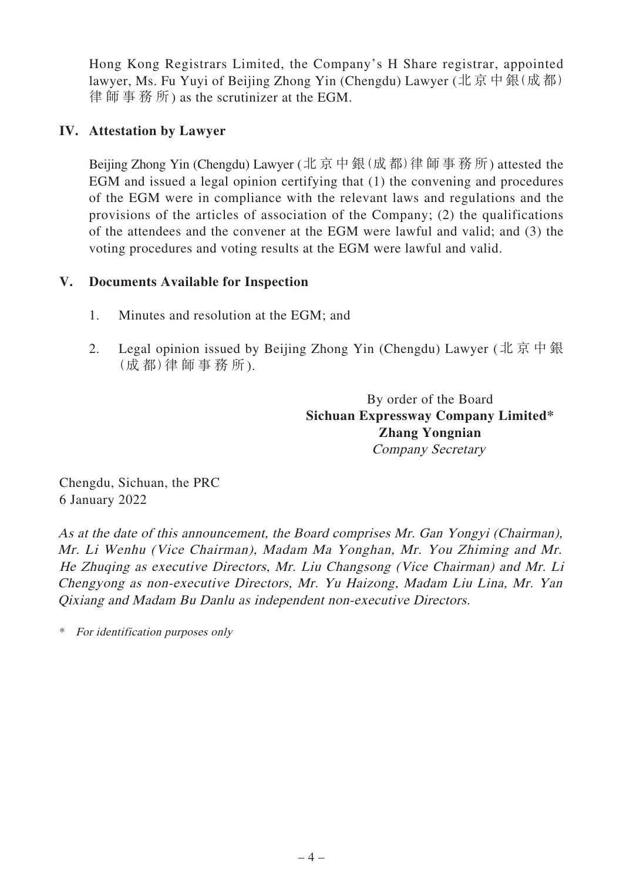Hong Kong Registrars Limited, the Company's H Share registrar, appointed lawyer, Ms. Fu Yuyi of Beijing Zhong Yin (Chengdu) Lawyer (北京中銀(成都)律師事務所) as the scrutinizer at the EGM.

## IV. Attestation by Lawyer

Beijing Zhong Yin (Chengdu) Lawyer (北京中銀(成都)律師事務所) attested the EGM and issued a legal opinion certifying that (1) the convening and procedures of the EGM were in compliance with the relevant laws and regulations and the provisions of the articles of association of the Company; (2) the qualifications of the attendees and the convener at the EGM were lawful and valid; and (3) the voting procedures and voting results at the EGM were lawful and valid.

## V. Documents Available for Inspection

1. Minutes and resolution at the EGM; and
2. Legal opinion issued by Beijing Zhong Yin (Chengdu) Lawyer (北京中銀(成都)律師事務所).

By order of the Board
**Sichuan Expressway Company Limited***
**Zhang Yongnian**
*Company Secretary*

Chengdu, Sichuan, the PRC
6 January 2022

*As at the date of this announcement, the Board comprises Mr. Gan Yongyi (Chairman), Mr. Li Wenhu (Vice Chairman), Madam Ma Yonghan, Mr. You Zhiming and Mr. He Zhuqing as executive Directors, Mr. Liu Changsong (Vice Chairman) and Mr. Li Chengyong as non-executive Directors, Mr. Yu Haizong, Madam Liu Lina, Mr. Yan Qixiang and Madam Bu Danlu as independent non-executive Directors.*

\* *For identification purposes only*